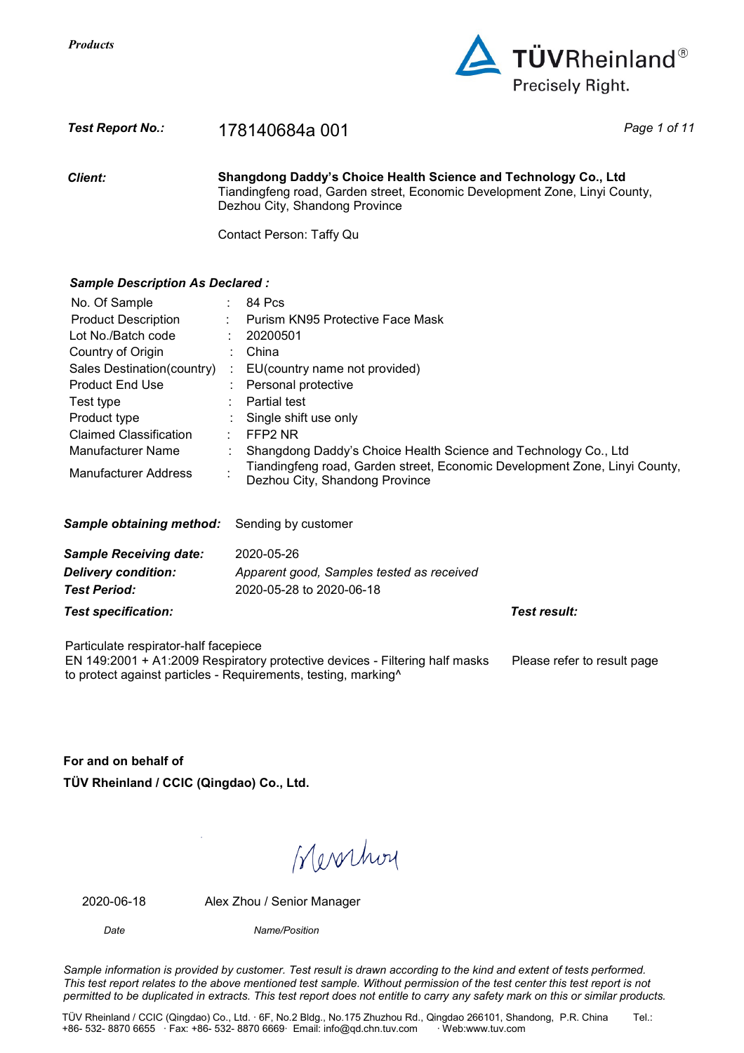*Products*

**TÜVRheinland®**
Precisely Right.

***Test Report No.:*** 178140684a 001

***Client:*** **Shangdong Daddy's Choice Health Science and Technology Co., Ltd**
Tiandingfeng road, Garden street, Economic Development Zone, Linyi County, Dezhou City, Shandong Province

Contact Person: Taffy Qu

***Sample Description As Declared :***

| | | |
|---|---|---|
| No. Of Sample | : | 84 Pcs |
| Product Description | : | Purism KN95 Protective Face Mask |
| Lot No./Batch code | : | 20200501 |
| Country of Origin | : | China |
| Sales Destination(country) | : | EU(country name not provided) |
| Product End Use | : | Personal protective |
| Test type | : | Partial test |
| Product type | : | Single shift use only |
| Claimed Classification | : | FFP2 NR |
| Manufacturer Name | : | Shangdong Daddy's Choice Health Science and Technology Co., Ltd |
| Manufacturer Address | : | Tiandingfeng road, Garden street, Economic Development Zone, Linyi County, Dezhou City, Shandong Province |

***Sample obtaining method:*** Sending by customer

***Sample Receiving date:*** 2020-05-26
***Delivery condition:*** *Apparent good, Samples tested as received*
***Test Period:*** 2020-05-28 to 2020-06-18

| ***Test specification:*** | ***Test result:*** |
|---|---|
| Particulate respirator-half facepiece<br>EN 149:2001 + A1:2009 Respiratory protective devices - Filtering half masks to protect against particles - Requirements, testing, marking^ | Please refer to result page |

**For and on behalf of**
**TÜV Rheinland / CCIC (Qingdao) Co., Ltd.**

| 2020-06-18 | Alex Zhou / Senior Manager |
|---|---|
| *Date* | *Name/Position* |

*Sample information is provided by customer. Test result is drawn according to the kind and extent of tests performed. This test report relates to the above mentioned test sample. Without permission of the test center this test report is not permitted to be duplicated in extracts. This test report does not entitle to carry any safety mark on this or similar products.*

TÜV Rheinland / CCIC (Qingdao) Co., Ltd. · 6F, No.2 Bldg., No.175 Zhuzhou Rd., Qingdao 266101, Shandong, P.R. China Tel.: +86- 532- 8870 6655 · Fax: +86- 532- 8870 6669· Email: info@qd.chn.tuv.com · Web:www.tuv.com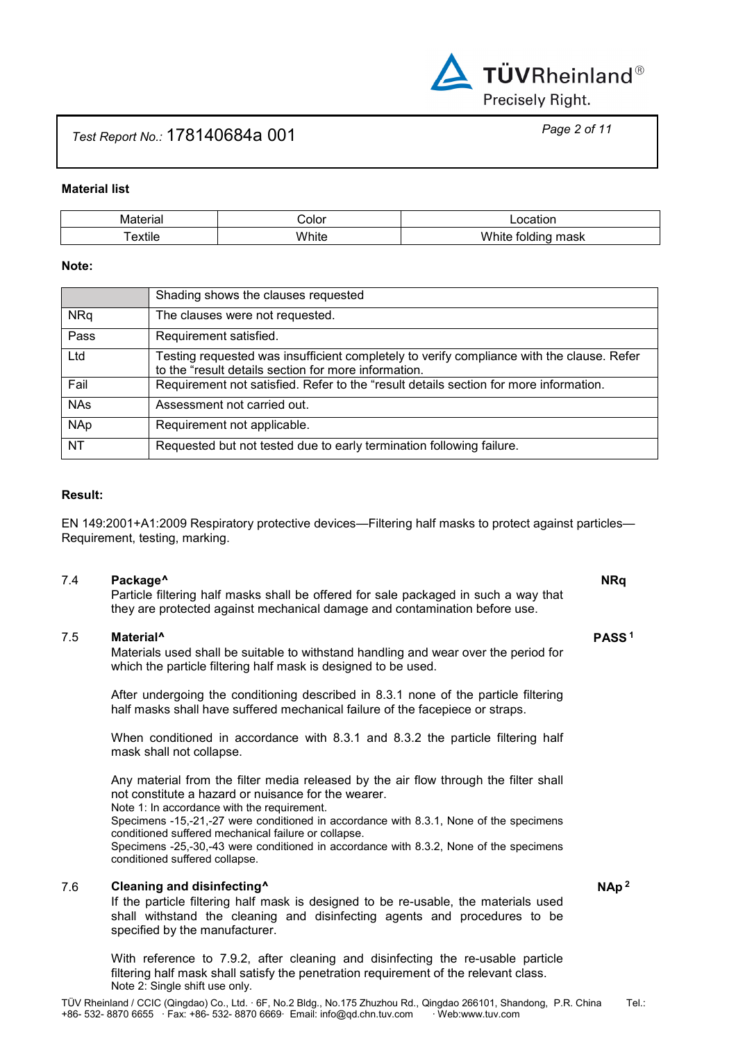Test Report No.: 178140684a 001

**Material list**

| Material | Color | Location |
| --- | --- | --- |
| Textile | White | White folding mask |

**Note:**

| | |
| --- | --- |
| | Shading shows the clauses requested |
| NRq | The clauses were not requested. |
| Pass | Requirement satisfied. |
| Ltd | Testing requested was insufficient completely to verify compliance with the clause. Refer to the "result details section for more information. |
| Fail | Requirement not satisfied. Refer to the "result details section for more information. |
| NAs | Assessment not carried out. |
| NAp | Requirement not applicable. |
| NT | Requested but not tested due to early termination following failure. |

**Result:**

EN 149:2001+A1:2009 Respiratory protective devices—Filtering half masks to protect against particles—Requirement, testing, marking.

7.4 **Package^** — **NRq**

Particle filtering half masks shall be offered for sale packaged in such a way that they are protected against mechanical damage and contamination before use.

7.5 **Material^** — **PASS [1]**

Materials used shall be suitable to withstand handling and wear over the period for which the particle filtering half mask is designed to be used.

After undergoing the conditioning described in 8.3.1 none of the particle filtering half masks shall have suffered mechanical failure of the facepiece or straps.

When conditioned in accordance with 8.3.1 and 8.3.2 the particle filtering half mask shall not collapse.

Any material from the filter media released by the air flow through the filter shall not constitute a hazard or nuisance for the wearer.

Note 1: In accordance with the requirement.

Specimens -15,-21,-27 were conditioned in accordance with 8.3.1, None of the specimens conditioned suffered mechanical failure or collapse.

Specimens -25,-30,-43 were conditioned in accordance with 8.3.2, None of the specimens conditioned suffered collapse.

7.6 **Cleaning and disinfecting^** — **NAp [2]**

If the particle filtering half mask is designed to be re-usable, the materials used shall withstand the cleaning and disinfecting agents and procedures to be specified by the manufacturer.

With reference to 7.9.2, after cleaning and disinfecting the re-usable particle filtering half mask shall satisfy the penetration requirement of the relevant class.

Note 2: Single shift use only.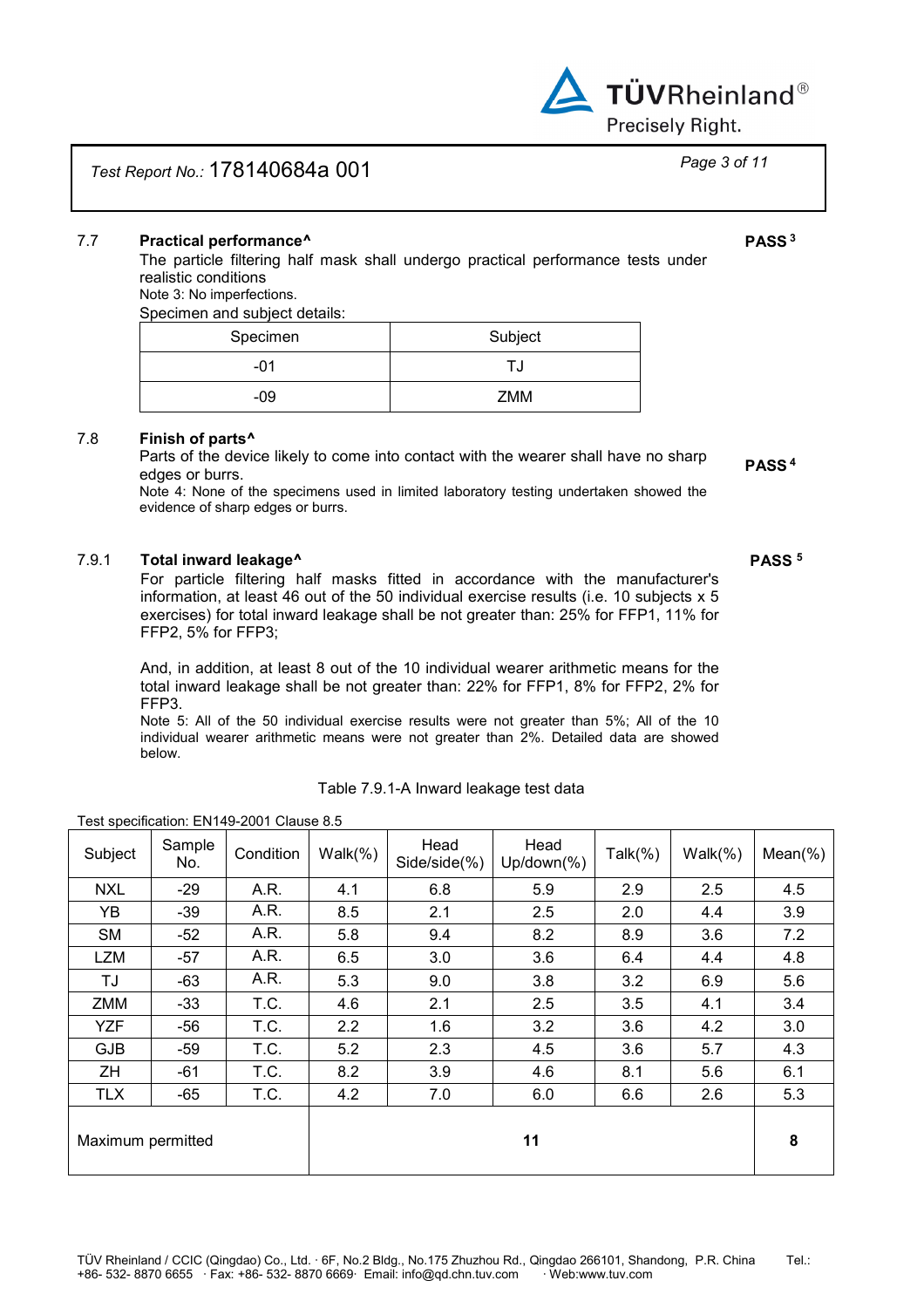Test Report No.: 178140684a 001

### 7.7 Practical performance^

**PASS** [3]

The particle filtering half mask shall undergo practical performance tests under realistic conditions

Note 3: No imperfections.

Specimen and subject details:

| Specimen | Subject |
|---|---|
| -01 | TJ |
| -09 | ZMM |

### 7.8 Finish of parts^

Parts of the device likely to come into contact with the wearer shall have no sharp edges or burrs.

**PASS** [4]

Note 4: None of the specimens used in limited laboratory testing undertaken showed the evidence of sharp edges or burrs.

### 7.9.1 Total inward leakage^

**PASS** [5]

For particle filtering half masks fitted in accordance with the manufacturer's information, at least 46 out of the 50 individual exercise results (i.e. 10 subjects x 5 exercises) for total inward leakage shall be not greater than: 25% for FFP1, 11% for FFP2, 5% for FFP3;

And, in addition, at least 8 out of the 10 individual wearer arithmetic means for the total inward leakage shall be not greater than: 22% for FFP1, 8% for FFP2, 2% for FFP3.

Note 5: All of the 50 individual exercise results were not greater than 5%; All of the 10 individual wearer arithmetic means were not greater than 2%. Detailed data are showed below.

Table 7.9.1-A Inward leakage test data

Test specification: EN149-2001 Clause 8.5

| Subject | Sample No. | Condition | Walk(%) | Head Side/side(%) | Head Up/down(%) | Talk(%) | Walk(%) | Mean(%) |
|---|---|---|---|---|---|---|---|---|
| NXL | -29 | A.R. | 4.1 | 6.8 | 5.9 | 2.9 | 2.5 | 4.5 |
| YB | -39 | A.R. | 8.5 | 2.1 | 2.5 | 2.0 | 4.4 | 3.9 |
| SM | -52 | A.R. | 5.8 | 9.4 | 8.2 | 8.9 | 3.6 | 7.2 |
| LZM | -57 | A.R. | 6.5 | 3.0 | 3.6 | 6.4 | 4.4 | 4.8 |
| TJ | -63 | A.R. | 5.3 | 9.0 | 3.8 | 3.2 | 6.9 | 5.6 |
| ZMM | -33 | T.C. | 4.6 | 2.1 | 2.5 | 3.5 | 4.1 | 3.4 |
| YZF | -56 | T.C. | 2.2 | 1.6 | 3.2 | 3.6 | 4.2 | 3.0 |
| GJB | -59 | T.C. | 5.2 | 2.3 | 4.5 | 3.6 | 5.7 | 4.3 |
| ZH | -61 | T.C. | 8.2 | 3.9 | 4.6 | 8.1 | 5.6 | 6.1 |
| TLX | -65 | T.C. | 4.2 | 7.0 | 6.0 | 6.6 | 2.6 | 5.3 |
| Maximum permitted | | | **11** | | | | | **8** |

TÜV Rheinland / CCIC (Qingdao) Co., Ltd. · 6F, No.2 Bldg., No.175 Zhuzhou Rd., Qingdao 266101, Shandong, P.R. China Tel.: +86- 532- 8870 6655 · Fax: +86- 532- 8870 6669· Email: info@qd.chn.tuv.com · Web:www.tuv.com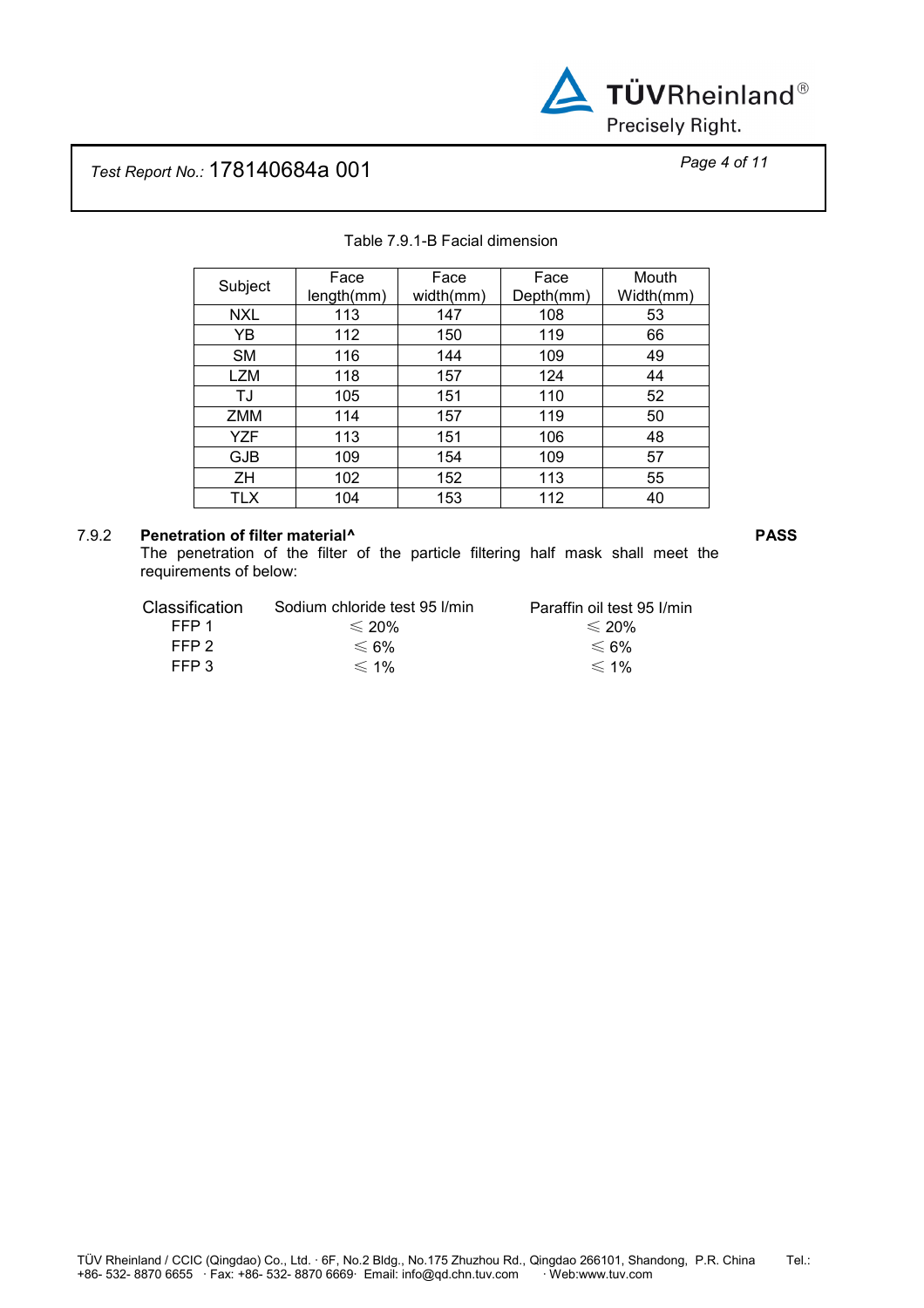Table 7.9.1-B Facial dimension

| Subject | Face length(mm) | Face width(mm) | Face Depth(mm) | Mouth Width(mm) |
|---|---|---|---|---|
| NXL | 113 | 147 | 108 | 53 |
| YB | 112 | 150 | 119 | 66 |
| SM | 116 | 144 | 109 | 49 |
| LZM | 118 | 157 | 124 | 44 |
| TJ | 105 | 151 | 110 | 52 |
| ZMM | 114 | 157 | 119 | 50 |
| YZF | 113 | 151 | 106 | 48 |
| GJB | 109 | 154 | 109 | 57 |
| ZH | 102 | 152 | 113 | 55 |
| TLX | 104 | 153 | 112 | 40 |

7.9.2 **Penetration of filter material^** **PASS**

The penetration of the filter of the particle filtering half mask shall meet the requirements of below:

| Classification | Sodium chloride test 95 l/min | Paraffin oil test 95 l/min |
|---|---|---|
| FFP 1 | ≤ 20% | ≤ 20% |
| FFP 2 | ≤ 6% | ≤ 6% |
| FFP 3 | ≤ 1% | ≤ 1% |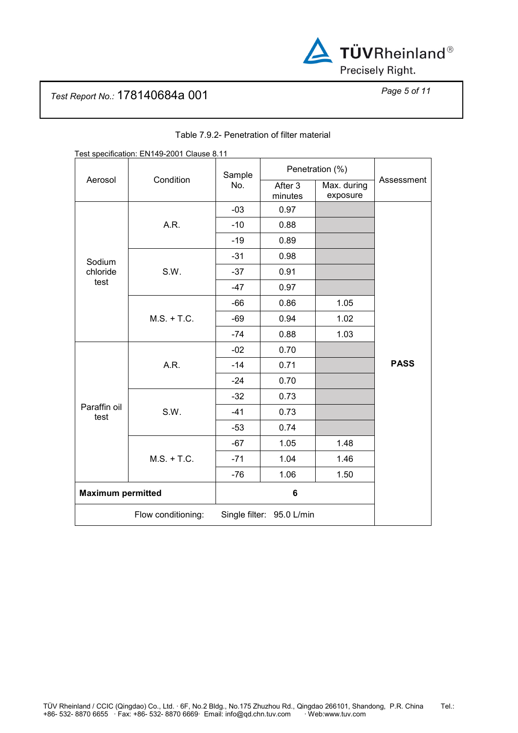Test Report No.: 178140684a 001

Table 7.9.2- Penetration of filter material

Test specification: EN149-2001 Clause 8.11

| Aerosol | Condition | Sample No. | Penetration (%) | | Assessment |
|---|---|---|---|---|---|
| | | | After 3 minutes | Max. during exposure | |
| Sodium chloride test | A.R. | -03 | 0.97 | | PASS |
| | | -10 | 0.88 | | |
| | | -19 | 0.89 | | |
| | S.W. | -31 | 0.98 | | |
| | | -37 | 0.91 | | |
| | | -47 | 0.97 | | |
| | M.S. + T.C. | -66 | 0.86 | 1.05 | |
| | | -69 | 0.94 | 1.02 | |
| | | -74 | 0.88 | 1.03 | |
| Paraffin oil test | A.R. | -02 | 0.70 | | |
| | | -14 | 0.71 | | |
| | | -24 | 0.70 | | |
| | S.W. | -32 | 0.73 | | |
| | | -41 | 0.73 | | |
| | | -53 | 0.74 | | |
| | M.S. + T.C. | -67 | 1.05 | 1.48 | |
| | | -71 | 1.04 | 1.46 | |
| | | -76 | 1.06 | 1.50 | |
| **Maximum permitted** | | **6** | | | |
| Flow conditioning: | | Single filter: 95.0 L/min | | | |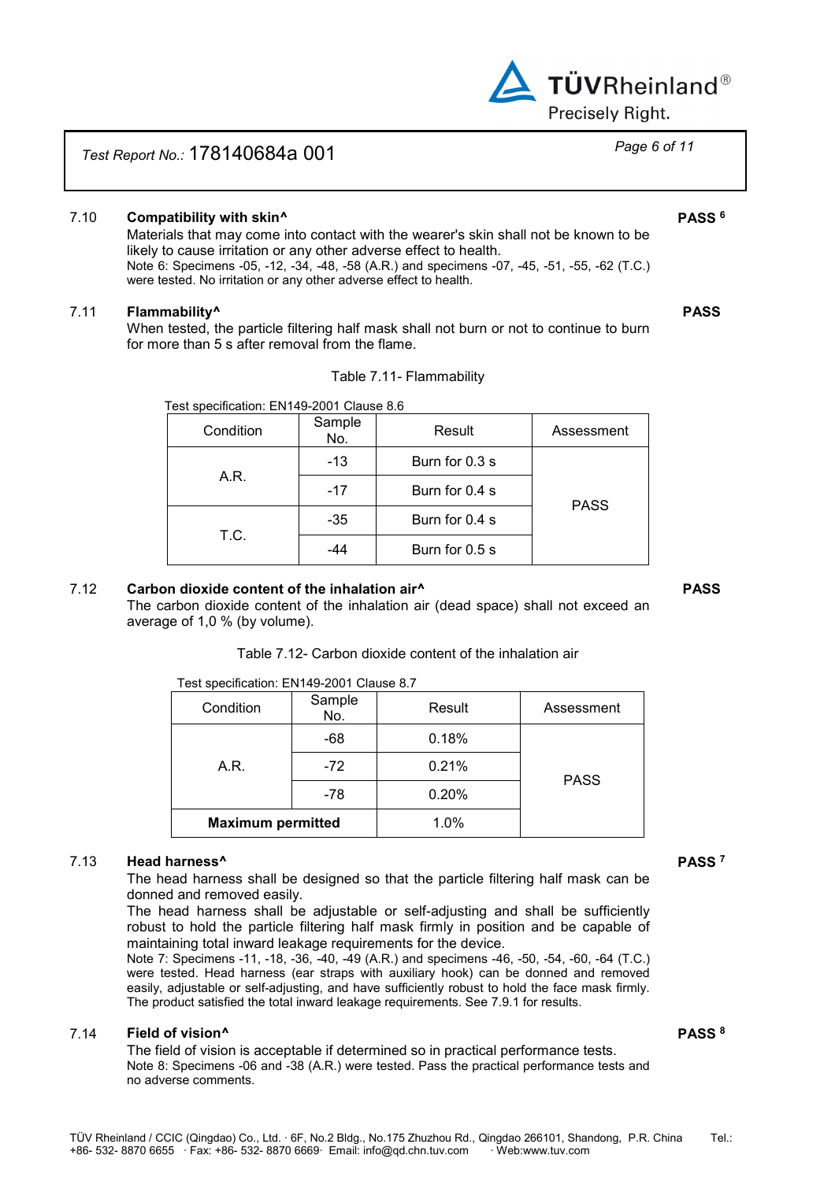### 7.10 Compatibility with skin^ — PASS [6]

Materials that may come into contact with the wearer's skin shall not be known to be likely to cause irritation or any other adverse effect to health.

Note 6: Specimens -05, -12, -34, -48, -58 (A.R.) and specimens -07, -45, -51, -55, -62 (T.C.) were tested. No irritation or any other adverse effect to health.

### 7.11 Flammability^ — PASS

When tested, the particle filtering half mask shall not burn or not to continue to burn for more than 5 s after removal from the flame.

Table 7.11- Flammability

Test specification: EN149-2001 Clause 8.6

| Condition | Sample No. | Result | Assessment |
|---|---|---|---|
| A.R. | -13 | Burn for 0.3 s | PASS |
| | -17 | Burn for 0.4 s | |
| T.C. | -35 | Burn for 0.4 s | |
| | -44 | Burn for 0.5 s | |

### 7.12 Carbon dioxide content of the inhalation air^ — PASS

The carbon dioxide content of the inhalation air (dead space) shall not exceed an average of 1,0 % (by volume).

Table 7.12- Carbon dioxide content of the inhalation air

Test specification: EN149-2001 Clause 8.7

| Condition | Sample No. | Result | Assessment |
|---|---|---|---|
| A.R. | -68 | 0.18% | PASS |
| | -72 | 0.21% | |
| | -78 | 0.20% | |
| **Maximum permitted** | | 1.0% | |

### 7.13 Head harness^ — PASS [7]

The head harness shall be designed so that the particle filtering half mask can be donned and removed easily.

The head harness shall be adjustable or self-adjusting and shall be sufficiently robust to hold the particle filtering half mask firmly in position and be capable of maintaining total inward leakage requirements for the device.

Note 7: Specimens -11, -18, -36, -40, -49 (A.R.) and specimens -46, -50, -54, -60, -64 (T.C.) were tested. Head harness (ear straps with auxiliary hook) can be donned and removed easily, adjustable or self-adjusting, and have sufficiently robust to hold the face mask firmly. The product satisfied the total inward leakage requirements. See 7.9.1 for results.

### 7.14 Field of vision^ — PASS [8]

The field of vision is acceptable if determined so in practical performance tests.

Note 8: Specimens -06 and -38 (A.R.) were tested. Pass the practical performance tests and no adverse comments.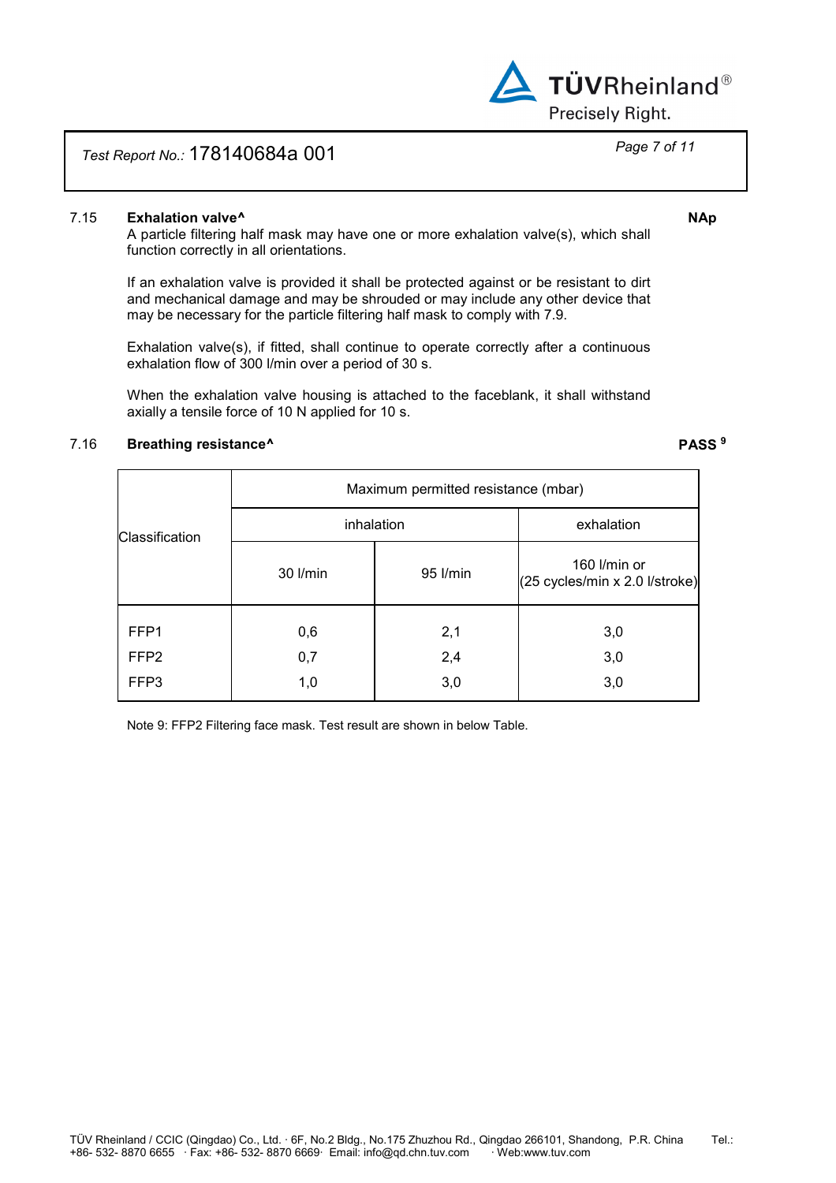### 7.15 Exhalation valve^ — NAp

A particle filtering half mask may have one or more exhalation valve(s), which shall function correctly in all orientations.

If an exhalation valve is provided it shall be protected against or be resistant to dirt and mechanical damage and may be shrouded or may include any other device that may be necessary for the particle filtering half mask to comply with 7.9.

Exhalation valve(s), if fitted, shall continue to operate correctly after a continuous exhalation flow of 300 l/min over a period of 30 s.

When the exhalation valve housing is attached to the faceblank, it shall withstand axially a tensile force of 10 N applied for 10 s.

### 7.16 Breathing resistance^ — PASS [9]

| Classification | Maximum permitted resistance (mbar) | | |
|---|---|---|---|
| | inhalation | | exhalation |
| | 30 l/min | 95 l/min | 160 l/min or (25 cycles/min x 2.0 l/stroke) |
| FFP1 | 0,6 | 2,1 | 3,0 |
| FFP2 | 0,7 | 2,4 | 3,0 |
| FFP3 | 1,0 | 3,0 | 3,0 |

Note 9: FFP2 Filtering face mask. Test result are shown in below Table.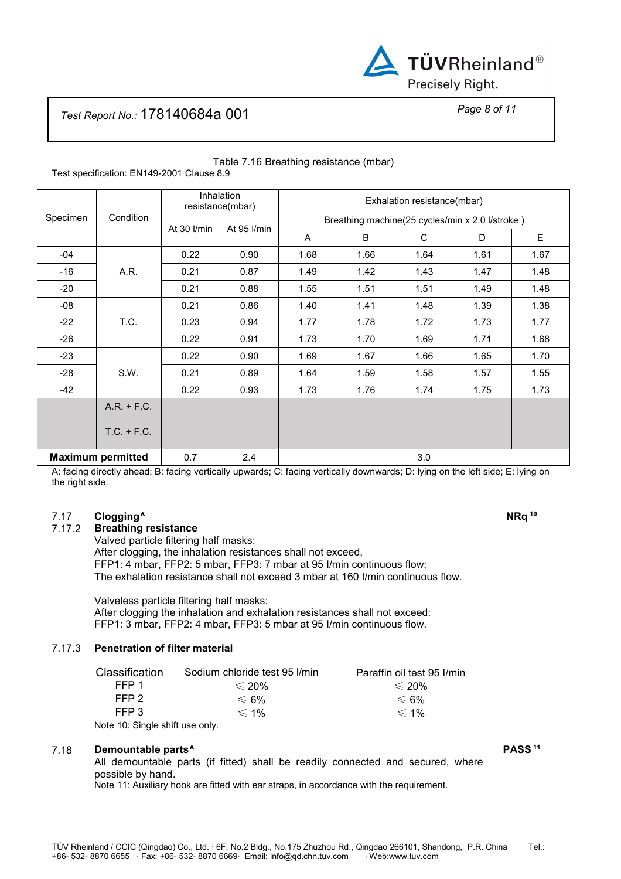Table 7.16 Breathing resistance (mbar)

Test specification: EN149-2001 Clause 8.9

| Specimen | Condition | Inhalation resistance(mbar) | | Exhalation resistance(mbar) | | | | |
|---|---|---|---|---|---|---|---|---|
| | | | | Breathing machine(25 cycles/min x 2.0 l/stroke ) | | | | |
| | | At 30 l/min | At 95 l/min | A | B | C | D | E |
| -04 | A.R. | 0.22 | 0.90 | 1.68 | 1.66 | 1.64 | 1.61 | 1.67 |
| -16 | | 0.21 | 0.87 | 1.49 | 1.42 | 1.43 | 1.47 | 1.48 |
| -20 | | 0.21 | 0.88 | 1.55 | 1.51 | 1.51 | 1.49 | 1.48 |
| -08 | T.C. | 0.21 | 0.86 | 1.40 | 1.41 | 1.48 | 1.39 | 1.38 |
| -22 | | 0.23 | 0.94 | 1.77 | 1.78 | 1.72 | 1.73 | 1.77 |
| -26 | | 0.22 | 0.91 | 1.73 | 1.70 | 1.69 | 1.71 | 1.68 |
| -23 | S.W. | 0.22 | 0.90 | 1.69 | 1.67 | 1.66 | 1.65 | 1.70 |
| -28 | | 0.21 | 0.89 | 1.64 | 1.59 | 1.58 | 1.57 | 1.55 |
| -42 | | 0.22 | 0.93 | 1.73 | 1.76 | 1.74 | 1.75 | 1.73 |
| | A.R. + F.C. | | | | | | | |
| | T.C. + F.C. | | | | | | | |
| | | | | | | | | |
| **Maximum permitted** | | 0.7 | 2.4 | 3.0 | | | | |

A: facing directly ahead; B: facing vertically upwards; C: facing vertically downwards; D: lying on the left side; E: lying on the right side.

### 7.17 Clogging^ — **NRq** [10]

### 7.17.2 Breathing resistance

Valved particle filtering half masks:
After clogging, the inhalation resistances shall not exceed,
FFP1: 4 mbar, FFP2: 5 mbar, FFP3: 7 mbar at 95 l/min continuous flow;
The exhalation resistance shall not exceed 3 mbar at 160 l/min continuous flow.

Valveless particle filtering half masks:
After clogging the inhalation and exhalation resistances shall not exceed:
FFP1: 3 mbar, FFP2: 4 mbar, FFP3: 5 mbar at 95 l/min continuous flow.

### 7.17.3 Penetration of filter material

| Classification | Sodium chloride test 95 l/min | Paraffin oil test 95 l/min |
|---|---|---|
| FFP 1 | ≤ 20% | ≤ 20% |
| FFP 2 | ≤ 6% | ≤ 6% |
| FFP 3 | ≤ 1% | ≤ 1% |

Note 10: Single shift use only.

### 7.18 Demountable parts^ — **PASS** [11]

All demountable parts (if fitted) shall be readily connected and secured, where possible by hand.

Note 11: Auxiliary hook are fitted with ear straps, in accordance with the requirement.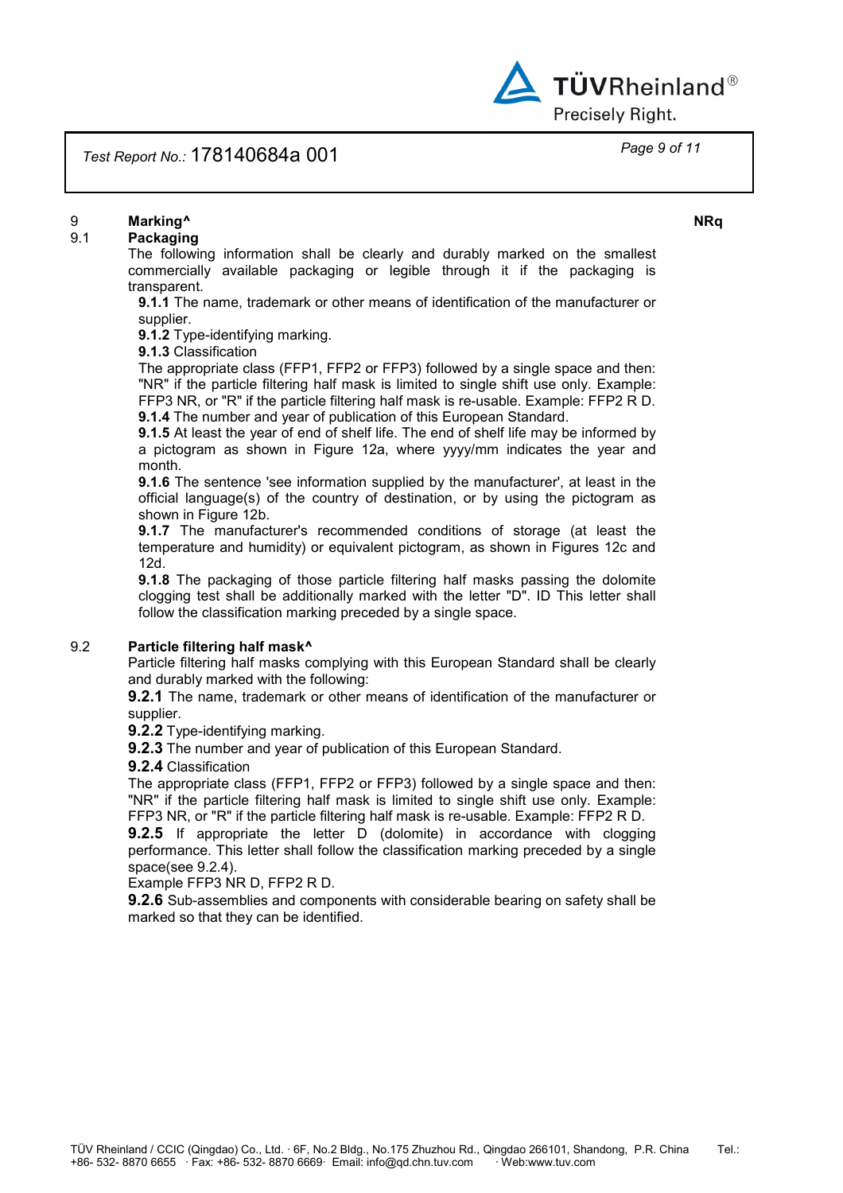## 9 Marking^ NRq

### 9.1 Packaging

The following information shall be clearly and durably marked on the smallest commercially available packaging or legible through it if the packaging is transparent.

**9.1.1** The name, trademark or other means of identification of the manufacturer or supplier.

**9.1.2** Type-identifying marking.

**9.1.3** Classification

The appropriate class (FFP1, FFP2 or FFP3) followed by a single space and then: "NR" if the particle filtering half mask is limited to single shift use only. Example: FFP3 NR, or "R" if the particle filtering half mask is re-usable. Example: FFP2 R D.

**9.1.4** The number and year of publication of this European Standard.

**9.1.5** At least the year of end of shelf life. The end of shelf life may be informed by a pictogram as shown in Figure 12a, where yyyy/mm indicates the year and month.

**9.1.6** The sentence 'see information supplied by the manufacturer', at least in the official language(s) of the country of destination, or by using the pictogram as shown in Figure 12b.

**9.1.7** The manufacturer's recommended conditions of storage (at least the temperature and humidity) or equivalent pictogram, as shown in Figures 12c and 12d.

**9.1.8** The packaging of those particle filtering half masks passing the dolomite clogging test shall be additionally marked with the letter "D". ID This letter shall follow the classification marking preceded by a single space.

### 9.2 Particle filtering half mask^

Particle filtering half masks complying with this European Standard shall be clearly and durably marked with the following:

**9.2.1** The name, trademark or other means of identification of the manufacturer or supplier.

**9.2.2** Type-identifying marking.

**9.2.3** The number and year of publication of this European Standard.

**9.2.4** Classification

The appropriate class (FFP1, FFP2 or FFP3) followed by a single space and then: "NR" if the particle filtering half mask is limited to single shift use only. Example: FFP3 NR, or "R" if the particle filtering half mask is re-usable. Example: FFP2 R D.

**9.2.5** If appropriate the letter D (dolomite) in accordance with clogging performance. This letter shall follow the classification marking preceded by a single space(see 9.2.4).

Example FFP3 NR D, FFP2 R D.

**9.2.6** Sub-assemblies and components with considerable bearing on safety shall be marked so that they can be identified.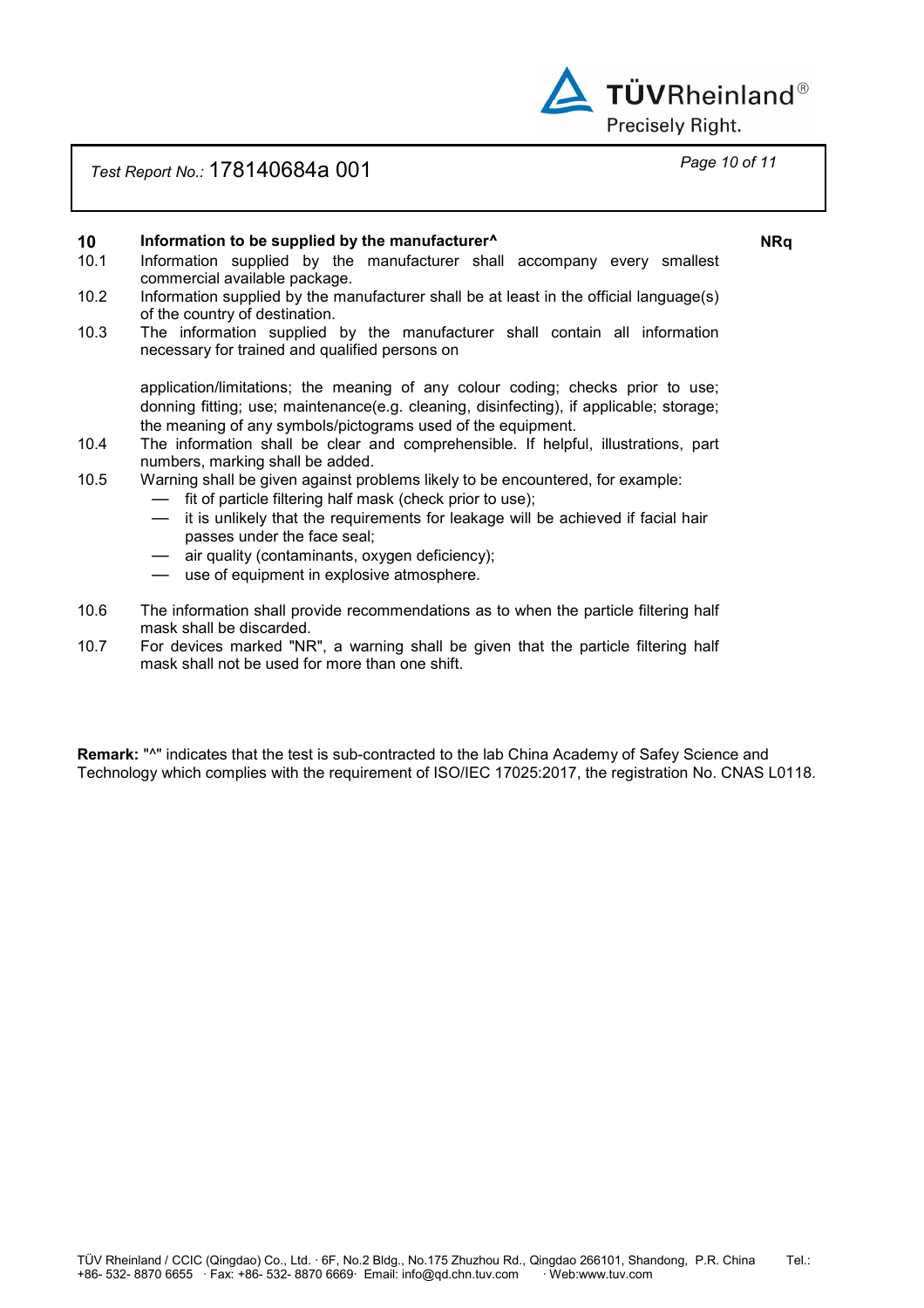| | | |
|---|---|---|
| **10** | **Information to be supplied by the manufacturer^** | **NRq** |
| 10.1 | Information supplied by the manufacturer shall accompany every smallest commercial available package. | |
| 10.2 | Information supplied by the manufacturer shall be at least in the official language(s) of the country of destination. | |
| 10.3 | The information supplied by the manufacturer shall contain all information necessary for trained and qualified persons on<br><br>application/limitations; the meaning of any colour coding; checks prior to use; donning fitting; use; maintenance(e.g. cleaning, disinfecting), if applicable; storage; the meaning of any symbols/pictograms used of the equipment. | |
| 10.4 | The information shall be clear and comprehensible. If helpful, illustrations, part numbers, marking shall be added. | |
| 10.5 | Warning shall be given against problems likely to be encountered, for example:<br>— fit of particle filtering half mask (check prior to use);<br>— it is unlikely that the requirements for leakage will be achieved if facial hair passes under the face seal;<br>— air quality (contaminants, oxygen deficiency);<br>— use of equipment in explosive atmosphere. | |
| 10.6 | The information shall provide recommendations as to when the particle filtering half mask shall be discarded. | |
| 10.7 | For devices marked "NR", a warning shall be given that the particle filtering half mask shall not be used for more than one shift. | |

**Remark:** "^" indicates that the test is sub-contracted to the lab China Academy of Safey Science and Technology which complies with the requirement of ISO/IEC 17025:2017, the registration No. CNAS L0118.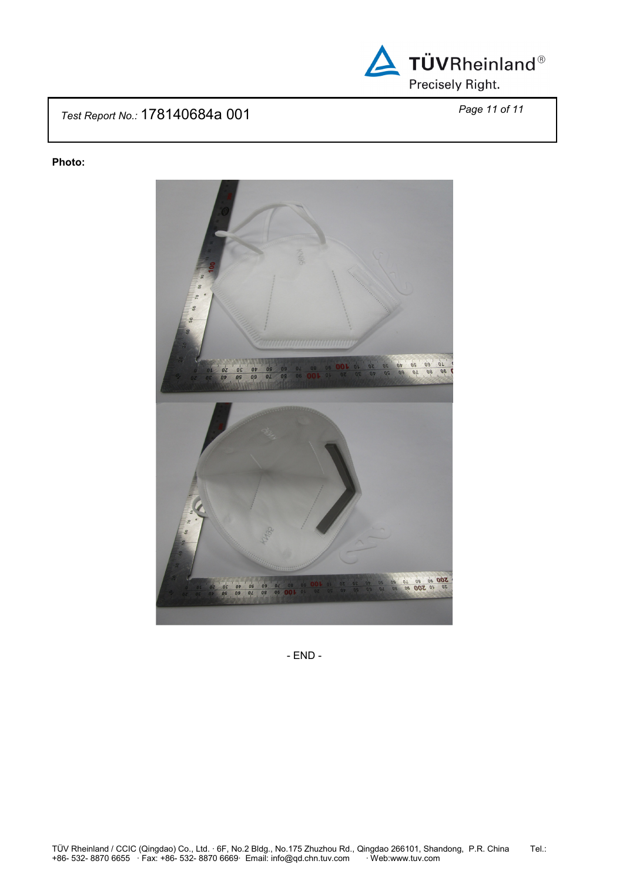**Photo:**

- END -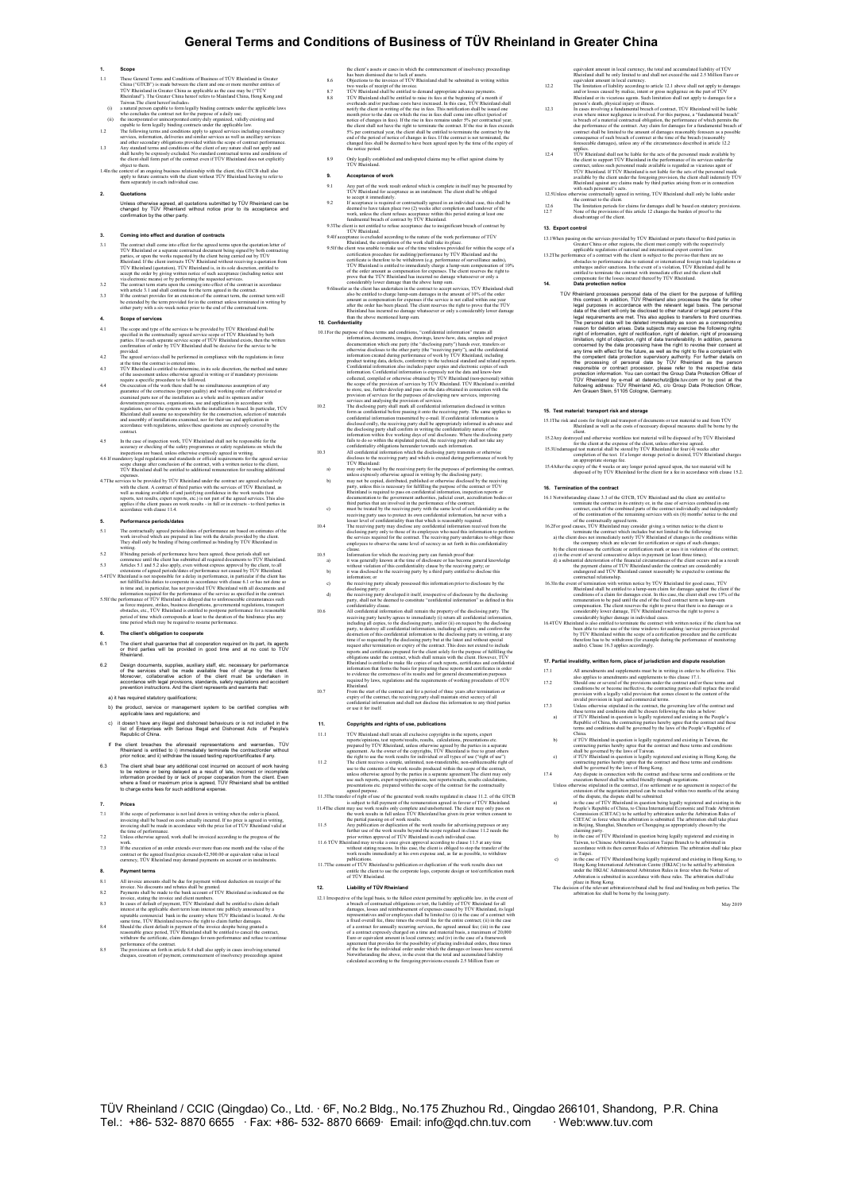# General Terms and Conditions of Business of TÜV Rheinland in Greater China

## 1. Scope

1.1 These General Terms and Conditions of Business of TÜV Rheinland in Greater China ("GTCB") is made between the client and one or more member entities of TÜV Rheinland in Greater China as applicable as the case may be ("TÜV Rheinland"). The Greater China hereof refers to Mainland China, Hong Kong and Taiwan. The client hereof includes:

(i) a natural person capable to form legally binding contracts under the applicable laws who concludes the contract not for the purpose of a daily use;

(ii) the incorporated or unincorporated entity duly organized, validly existing and capable to form legally binding contracts under the applicable laws.

1.2 The following terms and conditions apply to agreed services including consultancy services, information, deliveries and similar services as well as ancillary services and other secondary obligations provided within the scope of contract performance.

1.3 Any standard terms and conditions of the client of any nature shall not apply and shall hereby be expressly excluded. No standard contractual terms and conditions of the client shall form part of the contract even if TÜV Rheinland does not explicitly object to them.

1.4 In the context of an ongoing business relationship with the client, this GTCB shall also apply to future contracts with the client without TÜV Rheinland having to refer to them separately in each individual case.

## 2. Quotations

Unless otherwise agreed, all quotations submitted by TÜV Rheinland can be changed by TÜV Rheinland without notice prior to its acceptance and confirmation by the other party.

## 3. Coming into effect and duration of contracts

3.1 The contract shall come into effect for the agreed terms upon the quotation letter of TÜV Rheinland or a separate contractual document being signed by both contracting parties, or upon the works requested by the client being carried out by TÜV Rheinland. If the client instructs TÜV Rheinland without receiving a quotation from TÜV Rheinland (quotation), TÜV Rheinland is, in its sole discretion, entitled to accept the order by giving written notice of such acceptance (including notice sent via electronic means) or by performing the requested services.

3.2 The contract term starts upon the coming into effect of the contract in accordance with article 3.1 and shall continue for the term agreed in the contract.

3.3 If the contract provides for an extension of the contract term, the contract term will be extended by the term provided for in the contract unless terminated in writing by either party with a six-week notice prior to the end of the contractual term.

## 4. Scope of services

4.1 The scope and type of the services to be provided by TÜV Rheinland shall be specified in the contractually agreed service scope of TÜV Rheinland by both parties. If no such separate service scope of TÜV Rheinland exists, then the written confirmation of order by TÜV Rheinland shall be decisive for the service to be provided.

4.2 The agreed services shall be performed in compliance with the regulations in force at the time the contract is entered into.

4.3 TÜV Rheinland is entitled to determine, in its sole discretion, the method and nature of the assessment unless otherwise agreed in writing or if mandatory provisions require a specific procedure to be followed.

4.4 On execution of the work there shall be no simultaneous assumption of any guarantee of the correctness (proper quality) and working order of either tested or examined parts nor of the installation as a whole and its upstream and/or downstream processes, organisations, use and application in accordance with regulations, nor of the systems on which the installation is based. In particular, TÜV Rheinland shall assume no responsibility for the construction, selection of materials and assembly of installations examined, nor for their use and application in accordance with regulations, unless these questions are expressly covered by the contract.

4.5 In the case of inspection work, TÜV Rheinland shall not be responsible for the accuracy or checking of the safety programmes or safety regulations on which the inspections are based, unless otherwise expressly agreed in writing.

4.6 If mandatory legal regulations and standards or official requirements for the agreed service scope change after conclusion of the contract, with a written notice to the client, TÜV Rheinland shall be entitled to additional remuneration for resulting additional expenses.

4.7 The services to be provided by TÜV Rheinland under the contract are agreed exclusively with the client. A contract of third parties with the services of TÜV Rheinland, as well as making available of and justifying confidence in the work results (test reports, test results, expert reports, etc.) is not part of the agreed services. This also applies if the client passes on work results - in full or in extracts - to third parties in accordance with clause 11.4.

## 5. Performance periods/dates

5.1 The contractually agreed periods/dates of performance are based on estimates of the work involved which are prepared in line with the details provided by the client. They shall only be binding if being confirmed as binding by TÜV Rheinland in writing.

5.2 If binding periods of performance have been agreed, these periods shall not commence until the client has submitted all required documents to TÜV Rheinland.

5.3 Articles 5.1 and 5.2 also apply, even without express approval by the client, to all extensions of agreed periods/dates of performance not caused by TÜV Rheinland.

5.4 TÜV Rheinland is not responsible for a delay in performance, in particular if the client has not fulfilled his duties to cooperate in accordance with clause 6.1 or has not done so in time and, in particular, has not provided TÜV Rheinland with all documents and information required for the performance of the service as specified in the contract.

5.5 If the performance of TÜV Rheinland is delayed due to unforeseeable circumstances such as force majeure, strikes, business disruptions, governmental regulations, transport obstacles, etc., TÜV Rheinland is entitled to postpone performance for a reasonable period of time which corresponds at least to the duration of the hindrance plus any time period which may be required to resume performance.

## 6. The client's obligation to cooperate

6.1 The client shall guarantee that all cooperation required on its part, its agents or third parties will be provided in good time and at no cost to TÜV Rheinland.

6.2 Design documents, supplies, auxiliary staff, etc. necessary for performance of the services shall be made available free of charge by the client. Moreover, collaborative action of the client must be undertaken in accordance with legal provisions, standards, safety regulations and accident prevention instructions. And the client represents and warrants that:

a) it has required statutory qualifications;

b) the product, service or management system to be certified complies with applicable laws and regulations; and

c) it doesn't have any illegal and dishonest behaviours or is not included in the list of Enterprises with Serious Illegal and Dishonest Acts of People's Republic of China.

If the client breaches the aforesaid representations and warranties, TÜV Rheinland is entitled to i) immediately terminate the contract/order without prior notice; and ii) withdraw the issued testing report/certificates if any.

6.3 The client shall bear any additional cost incurred on account of work having to be redone or being delayed as a result of late, incorrect or incomplete information provided by or lack of proper cooperation from the client. Even where a fixed or maximum price is agreed, TÜV Rheinland shall be entitled to charge extra fees for such additional expense.

## 7. Prices

7.1 If the scope of performance is not laid down in writing when the order is placed, invoicing shall be based on costs actually incurred. If no price is agreed in writing, invoicing shall be made in accordance with the price list of TÜV Rheinland valid at the time of performance.

7.2 Unless otherwise agreed, work shall be invoiced according to the progress of the work.

7.3 If the execution of an order extends over more than one month and the value of the contract or the agreed fixed price exceeds €2,500.00 or equivalent value in local currency, TÜV Rheinland may demand payments on account or in instalments.

## 8. Payment terms

8.1 All invoice amounts shall be due for payment without deduction on receipt of the invoice. No discounts and rebates shall be granted.

8.2 Payments shall be made to the bank account of TÜV Rheinland as indicated on the invoice, stating the invoice and client numbers.

8.3 In cases of default of payment, TÜV Rheinland shall be entitled to claim default interest at the applicable short term loan interest rate publicly announced by a reputable commercial bank in the country where TÜV Rheinland is located. At the same time, TÜV Rheinland reserves the right to claim further damages.

8.4 Should the client default in payment of the invoice despite being granted a reasonable grace period, TÜV Rheinland shall be entitled to cancel the contract, withdraw the certificate, claim damages for non-performance and refuse to continue performance of the contract.

8.5 The provisions set forth in article 8.4 shall also apply in cases involving returned cheques, cessation of payment, commencement of insolvency proceedings against the client's assets or cases in which the commencement of insolvency proceedings has been dismissed due to lack of assets.

8.6 Objections to the invoices of TÜV Rheinland shall be submitted in writing within two weeks of receipt of the invoice.

8.7 TÜV Rheinland shall be entitled to demand appropriate advance payments.

8.8 TÜV Rheinland shall be entitled to raise its fees at the beginning of a month if overheads and/or purchase costs have increased. In this case, TÜV Rheinland shall notify the client in writing of the rise in fees. This notification shall be issued one month prior to the date on which the rise in fees shall come into effect (period of notice of changes in fees). If the rise in fees remains under 5% per contractual year, the client shall not have the right to terminate the contract. If the rise in fees exceeds 5% per contractual year, the client shall be entitled to terminate the contract by the end of the period of notice of changes in fees. If the contract is not terminated, the changed fees shall be deemed to have been agreed upon by the time of the expiry of the notice period.

8.9 Only legally established and undisputed claims may be offset against claims by TÜV Rheinland.

## 9. Acceptance of work

9.1 Any part of the work result ordered which is complete in itself may be presented by TÜV Rheinland for acceptance as an instalment. The client shall be obliged to accept it immediately.

9.2 If acceptance is required or contractually agreed in an individual case, this shall be deemed to have taken place two (2) weeks after completion and handover of the work, unless the client refuses acceptance within this period stating at least one fundamental breach of contract by TÜV Rheinland.

9.3 The client is not entitled to refuse acceptance due to insignificant breach of contract by TÜV Rheinland.

9.4 If acceptance is excluded according to the nature of the work performance of TÜV Rheinland, the completion of the work shall take its place.

9.5 If the client was unable to make use of the time windows provided for within the scope of a certification procedure for auditing/performance by TÜV Rheinland and the certificate is therefore to be withdrawn (e.g. performance of surveillance audits), TÜV Rheinland is entitled to immediately charge a lump-sum compensation of 10% of the order amount as compensation for expenses. The client reserves the right to prove that the TÜV Rheinland has incurred no damage whatsoever or only a considerably lower damage than the above lump sum.

9.6 Insofar as the client has undertaken in the contract to accept services, TÜV Rheinland shall also be entitled to charge lump-sum damages in the amount of 10% of the order amount as compensation for expenses if the service is not called within one year after the order has been placed. The client reserves the right to prove that the TÜV Rheinland has incurred no damage whatsoever or only a considerably lower damage than the above mentioned lump sum.

## 10. Confidentiality

10.1 For the purpose of these terms and conditions, "confidential information" means all information, documents, images, drawings, know-how, data, samples and project documentation which one party (the "disclosing party") hands over, transfers or otherwise discloses to the other party (the "receiving party"), and the confidential information created during performance of work by TÜV Rheinland, including product testing data, defects, conformity to the technical standard and related reports. Confidential information also includes paper copies and electronic copies of such information. Confidential information is expressly not the data and know-how collected, compiled or otherwise obtained by TÜV Rheinland (non-personal) within the scope of the provision of services by TÜV Rheinland. TÜV Rheinland is entitled to store, use, further develop and pass on the data obtained in connection with the provision of services for the purposes of developing new services, improving services and analysing the provision of services.

10.2 The disclosing party shall mark all confidential information disclosed in written form as confidential before passing it onto the receiving party. The same applies to confidential information transmitted by e-mail. If confidential information is disclosed orally, the receiving party shall be appropriately informed in advance and the disclosing party shall confirm in writing the confidentiality nature of the information within five working days of oral disclosure. Where the disclosing party fails to do so within the stipulated period, the receiving party shall not take any confidentiality obligations hereunder towards such information.

10.3 All confidential information which the disclosing party transmits or otherwise discloses to the receiving party and which is created during performance of work by TÜV Rheinland:

a) may only be used by the receiving party for the purposes of performing the contract, unless expressly otherwise agreed in writing by the disclosing party;

b) may not be copied, distributed, published or otherwise disclosed by the receiving party, unless this is necessary for fulfilling the purpose of the contract or TÜV Rheinland is required to pass on confidential information, inspection reports or documentation to the government authorities, judicial court, accreditation bodies or third parties that are involved in the performance of the contract;

c) must be treated by the receiving party with the same level of confidentiality as the receiving party uses to protect its own confidential information, but never with a lesser level of confidentiality than that which is reasonably required.

10.4 The receiving party may disclose any confidential information received from the disclosing party only to those of its employees who need this information to perform the services required for the contract. The receiving party undertakes to oblige these employees to observe the same level of secrecy as set forth in this confidentiality clause.

10.5 Information for which the receiving party can furnish proof that:

a) it was generally known at the time of disclosure or has become general knowledge without violation of this confidentiality clause by the receiving party; or

b) it was disclosed to the receiving party by a third party entitled to disclose this information; or

c) the receiving party already possessed this information prior to disclosure by the disclosing party; or

d) the receiving party developed it itself, irrespective of disclosure by the disclosing party, shall not be deemed to constitute "confidential information" as defined in this confidentiality clause.

10.6 All confidential information shall remain the property of the disclosing party. The receiving party hereby agrees to immediately (i) return all confidential information, including all copies, to the disclosing party, and/or (ii) on request by the disclosing party, to destroy all confidential information, including all copies, and confirm the destruction of this confidential information to the disclosing party in writing, at any time if so requested by the disclosing party but at the latest and without special request after termination or expiry of the contract. This does not extend to include reports and certificates prepared for the client solely for the purpose of fulfilling the obligations under the contract, which shall remain with the client. However, TÜV Rheinland is entitled to make file copies of such reports, certificates and confidential information that forms the basis for preparing these reports and certificates in order to evidence the correctness of its results and for general documentation purposes required by laws, regulations and the requirements of working procedures of TÜV Rheinland.

10.7 From the start of the contract and for a period of three years after termination or expiry of the contract, the receiving party shall maintain strict secrecy of all confidential information and shall not disclose this information to any third parties or use it for itself.

## 11. Copyrights and rights of use, publications

11.1 TÜV Rheinland shall retain all exclusive copyrights in the reports, expert reports/opinions, test reports/results, results, calculations, presentations etc. prepared by TÜV Rheinland, unless otherwise agreed by the parties in a separate agreement. As the owner of the copyrights, TÜV Rheinland is free to grant others the right to use the work results for individual or all types of use ("right of use").

11.2 The client receives a simple, unlimited, non-transferable, non-sublicensable right of use to the contents of the work results produced within the scope of the contract, unless otherwise agreed by the parties in a separate agreement. The client may only use such reports, expert reports/opinions, test reports/results, results calculations, presentations etc. prepared within the scope of the contract for the contractually agreed purpose.

11.3 The transfer of right of use of the generated work results regulated in clause 11.2. of the GTCB is subject to full payment of the remuneration agreed in favour of TÜV Rheinland.

11.4 The client may use work results only complete and unshortened. The client may only pass on the work results in full unless TÜV Rheinland has given its prior written consent to the partial passing on of work results.

11.5 Any publication or duplication of the work results for advertising purposes or any further use of the work results beyond the scope regulated in clause 11.2 needs the prior written approval of TÜV Rheinland in each individual case.

11.6 TÜV Rheinland may revoke a once given approval according to clause 11.5 at any time without stating reasons. In this case, the client is obliged to stop the transfer of the work results immediately at his own expense and, as far as possible, to withdraw publications.

11.7 The consent of TÜV Rheinland to publication or duplication of the work results does not entitle the client to use the corporate logo, corporate design or test/certification mark of TÜV Rheinland.

## 12. Liability of TÜV Rheinland

12.1 Irrespective of the legal basis, to the fullest extent permitted by applicable law, in the event of a breach of contractual obligations or tort, the liability of TÜV Rheinland for all damages, losses and reimbursement of expenses caused by TÜV Rheinland, its legal representatives and/or employees shall be limited to: (i) in the case of a contract with a fixed overall fee, three times the overall fee for the entire contract; (ii) in the case of a contract for annually recurring services, the agreed annual fee; (iii) in the case of a contract expressly charged on a time and material basis, a maximum of 20,000 Euro or equivalent amount in local currency; and (iv) in the case of a framework agreement that provides for the possibility of placing individual orders, three times of the fee for the individual order under which the damages or losses have occurred. Notwithstanding the above, in the event that the total and accumulated liability calculated according to the foregoing provisions exceeds 2.5 Million Euro or equivalent amount in local currency, the total and accumulated liability of TÜV Rheinland shall be only limited to and shall not exceed the said 2.5 Million Euro or equivalent amount in local currency.

12.2 The limitation of liability according to article 12.1 above shall not apply to damages and/or losses caused by malice, intent or gross negligence on the part of TÜV Rheinland or its vicarious agents. Such limitation shall not apply to damages for a person's death, physical injury or illness.

12.3 In cases involving a fundamental breach of contract, TÜV Rheinland will be liable even where minor negligence is involved. For this purpose, a "fundamental breach" is breach of a material contractual obligation, the performance of which permits the due performance of the contract. Any claim for damages for a fundamental breach of contract shall be limited to the amount of damages reasonably foreseen as a possible consequence of such breach of contract at the time of the breach (reasonably foreseeable damages), unless any of the circumstances described in article 12.2 applies.

12.4 TÜV Rheinland shall not be liable for the acts of the personnel made available by the client to support TÜV Rheinland in the performance of its services under the contract, unless such personnel made available is regarded as vicarious agent of TÜV Rheinland. If TÜV Rheinland is not liable for the acts of the personnel made available by the client under the foregoing provision, the client shall indemnify TÜV Rheinland against all claims made by third parties arising from or in connection with such personnel's acts.

12.5 Unless otherwise contractually agreed in writing, TÜV Rheinland shall only be liable under the contract to the client.

12.6 The limitation periods for claims for damages shall be based on statutory provisions.

12.7 None of the provisions of this article 12 changes the burden of proof to the disadvantage of the client.

## 13. Export control

13.1 When passing on the services provided by TÜV Rheinland or parts thereof to third parties in Greater China or other regions, the client must comply with the respectively applicable regulations of national and international export control law.

13.2 The performance of a contract with the client is subject to the proviso that there are no obstacles to performance due to national or international foreign trade legislations or embargos and/or sanctions. In the event of a violation, TÜV Rheinland shall be entitled to terminate the contract with immediate effect and the client shall compensate for the losses incurred thereof by TÜV Rheinland.

## 14. Data protection notice

TÜV Rheinland processes personal data of the client for the purpose of fulfilling this contract. In addition, TÜV Rheinland also processes the data for other legal purposes in accordance with the relevant legal basis. The personal data of the client will only be disclosed to other natural or legal persons if the legal requirements are met. This also applies to transfers to third countries. The personal data will be deleted immediately as soon as a corresponding reason for deletion arises. Data subjects may exercise the following rights: right of information, right of rectification, right of deletion, right of processing limitation, right of objection, right of data transferability. In addition, persons concerned by the data processing have the right to revoke their consent at any time with effect for the future, as well as the right to file a complaint with the competent data protection supervisory authority. For further details on the processing of personal data by TÜV Rheinland as the person responsible or contract processor, please refer to the respective data protection information. You can contact the Group Data Protection Officer of TÜV Rheinland by e-mail at datenschutz@de.tuv.com or by post at the following address: TÜV Rheinland AG, c/o Group Data Protection Officer, Am Grauen Stein, 51105 Cologne, Germany.

## 15. Test material: transport risk and storage

15.1 The risk and costs for freight and transport of documents or test material to and from TÜV Rheinland as well as the costs of necessary disposal measures shall be borne by the client.

15.2 Any destroyed and otherwise worthless test material will be disposed of by TÜV Rheinland for the client at the expense of the client, unless otherwise agreed.

15.3 Undamaged test material shall be stored by TÜV Rheinland for four (4) weeks after completion of the test. If a longer storage period is desired, TÜV Rheinland charges an appropriate storage fee.

15.4 After the expiry of the 4 weeks or any longer period agreed upon, the test material will be disposed of by TÜV Rheinland for the client for a fee in accordance with clause 15.2.

## 16. Termination of the contract

16.1 Notwithstanding clause 3.3 of the GTCB, TÜV Rheinland and the client are entitled to terminate the contract in its entirety or, in the case of services combined in one contract, each of the combined parts of the contract individually and independently of the continuation of the remaining services with six (6) months' notice to the end of the contractually agreed term.

16.2 For good causes, TÜV Rheinland may consider giving a written notice to the client to terminate the contract which includes but not limited to the following:

a) the client does not immediately notify TÜV Rheinland of changes in the conditions within the company which are relevant for certification or signs of such changes;

b) the client misuses the certificate or certification mark or uses it in violation of the contract;

c) in the event of several consecutive delays in payment (at least three times);

d) a substantial deterioration of the financial circumstances of the client occurs and as a result the payment claims of TÜV Rheinland under the contract are considerably endangered and TÜV Rheinland cannot reasonably be expected to continue the contractual relationship.

16.3 In the event of termination with written notice by TÜV Rheinland for good cause, TÜV Rheinland shall be entitled to a lump-sum claim for damages against the client if the conditions of a claim for damages exist. In this case, the client shall owe 15% of the remuneration to be paid until the end of the fixed contract term as lump-sum compensation. The client reserves the right to prove that there is no damage or a considerably lower damage, TÜV Rheinland reserves the right to prove a considerably higher damage in individual cases.

16.4 TÜV Rheinland is also entitled to terminate the contract with written notice if the client has not been able to make use of the time windows for auditing services provided by TÜV Rheinland within the scope of a certification procedure and the certificate therefore has to be withdrawn (for example during the performance of monitoring audits). Clause 16.3 applies accordingly.

## 17. Partial invalidity, written form, place of jurisdiction and dispute resolution

17.1 All amendments and supplements must be in writing in order to be effective. This also applies to amendments and supplements to this clause 17.1.

17.2 Should one or several of the provisions under the contract and/or these terms and conditions be or become ineffective, the contracting parties shall replace the invalid provision with a legally valid provision that comes closest to the content of the invalid provision in legal and commercial terms.

17.3 Unless otherwise stipulated in the contract, the governing law of the contract and these terms and conditions shall be chosen following the rules as below:

a) if TÜV Rheinland in question is legally registered and existing in the People's Republic of China, the contracting parties hereby agree that the contract and these terms and conditions shall be governed by the laws of the People's Republic of China.

b) if TÜV Rheinland in question is legally registered and existing in Taiwan, the contracting parties hereby agree that the contract and these terms and conditions shall be governed by the laws of Taiwan.

c) if TÜV Rheinland in question is legally registered and existing in Hong Kong, the contracting parties hereby agree that the contract and these terms and conditions shall be governed by the laws of Hong Kong.

17.4 Any dispute in connection with the contract and these terms and conditions or the execution thereof shall be settled friendly through negotiations.

Unless otherwise stipulated in the contract, if no settlement or no agreement in respect of the extension of the negotiation period can be reached within two months of the arising of the dispute, the dispute shall be submitted:

a) in the case of TÜV Rheinland in question being legally registered and existing in the People's Republic of China, to China International Economic and Trade Arbitration Commission (CIETAC) to be settled by arbitration under the Arbitration Rules of CIETAC in force when the arbitration is submitted. The arbitration shall take place in Beijing, Shanghai, Shenzhen or Chongqing as appropriately chosen by the claiming party.

b) in the case of TÜV Rheinland in question being legally registered and existing in Taiwan, to Chinese Arbitration Association Taipei Branch to be arbitrated in accordance with its then current Rules of Arbitration. The arbitration shall take place in Taipei.

c) in the case of TÜV Rheinland being legally registered and existing in Hong Kong, to Hong Kong International Arbitration Centre (HKIAC) to be settled by arbitration under the HKIAC Administered Arbitration Rules in force when the Notice of Arbitration is submitted in accordance with these rules. The arbitration shall take place in Hong Kong.

The decision of the relevant arbitration tribunal shall be final and binding on both parties. The arbitration fee shall be borne by the losing party.

May 2019